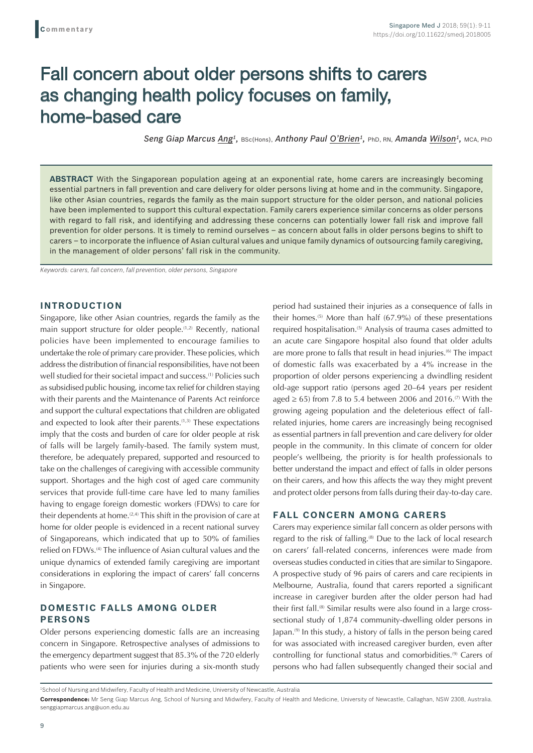**Commentary**

# Fall concern about older persons shifts to carers as changing health policy focuses on family, home-based care

*Seng Giap Marcus Ang*[1], BSc(Hons), *Anthony Paul O'Brien*[1], PhD, RN, *Amanda Wilson*[1], MCA, PhD

**ABSTRACT** With the Singaporean population ageing at an exponential rate, home carers are increasingly becoming essential partners in fall prevention and care delivery for older persons living at home and in the community. Singapore, like other Asian countries, regards the family as the main support structure for the older person, and national policies have been implemented to support this cultural expectation. Family carers experience similar concerns as older persons with regard to fall risk, and identifying and addressing these concerns can potentially lower fall risk and improve fall prevention for older persons. It is timely to remind ourselves – as concern about falls in older persons begins to shift to carers – to incorporate the influence of Asian cultural values and unique family dynamics of outsourcing family caregiving, in the management of older persons' fall risk in the community.

*Keywords: carers, fall concern, fall prevention, older persons, Singapore*

## INTRODUCTION

Singapore, like other Asian countries, regards the family as the main support structure for older people.[1,2] Recently, national policies have been implemented to encourage families to undertake the role of primary care provider. These policies, which address the distribution of financial responsibilities, have not been well studied for their societal impact and success.[1] Policies such as subsidised public housing, income tax relief for children staying with their parents and the Maintenance of Parents Act reinforce and support the cultural expectations that children are obligated and expected to look after their parents.[1,3] These expectations imply that the costs and burden of care for older people at risk of falls will be largely family-based. The family system must, therefore, be adequately prepared, supported and resourced to take on the challenges of caregiving with accessible community support. Shortages and the high cost of aged care community services that provide full-time care have led to many families having to engage foreign domestic workers (FDWs) to care for their dependents at home.[2,4] This shift in the provision of care at home for older people is evidenced in a recent national survey of Singaporeans, which indicated that up to 50% of families relied on FDWs.[4] The influence of Asian cultural values and the unique dynamics of extended family caregiving are important considerations in exploring the impact of carers' fall concerns in Singapore.

## DOMESTIC FALLS AMONG OLDER PERSONS

Older persons experiencing domestic falls are an increasing concern in Singapore. Retrospective analyses of admissions to the emergency department suggest that 85.3% of the 720 elderly patients who were seen for injuries during a six-month study period had sustained their injuries as a consequence of falls in their homes.[5] More than half (67.9%) of these presentations required hospitalisation.[5] Analysis of trauma cases admitted to an acute care Singapore hospital also found that older adults are more prone to falls that result in head injuries.[6] The impact of domestic falls was exacerbated by a 4% increase in the proportion of older persons experiencing a dwindling resident old-age support ratio (persons aged 20–64 years per resident aged $\geq 65$) from 7.8 to 5.4 between 2006 and 2016.[7] With the growing ageing population and the deleterious effect of fall-related injuries, home carers are increasingly being recognised as essential partners in fall prevention and care delivery for older people in the community. In this climate of concern for older people's wellbeing, the priority is for health professionals to better understand the impact and effect of falls in older persons on their carers, and how this affects the way they might prevent and protect older persons from falls during their day-to-day care.

## FALL CONCERN AMONG CARERS

Carers may experience similar fall concern as older persons with regard to the risk of falling.[8] Due to the lack of local research on carers' fall-related concerns, inferences were made from overseas studies conducted in cities that are similar to Singapore. A prospective study of 96 pairs of carers and care recipients in Melbourne, Australia, found that carers reported a significant increase in caregiver burden after the older person had had their first fall.[8] Similar results were also found in a large cross-sectional study of 1,874 community-dwelling older persons in Japan.[9] In this study, a history of falls in the person being cared for was associated with increased caregiver burden, even after controlling for functional status and comorbidities.[9] Carers of persons who had fallen subsequently changed their social and

[1]School of Nursing and Midwifery, Faculty of Health and Medicine, University of Newcastle, Australia

**Correspondence:** Mr Seng Giap Marcus Ang, School of Nursing and Midwifery, Faculty of Health and Medicine, University of Newcastle, Callaghan, NSW 2308, Australia. senggiapmarcus.ang@uon.edu.au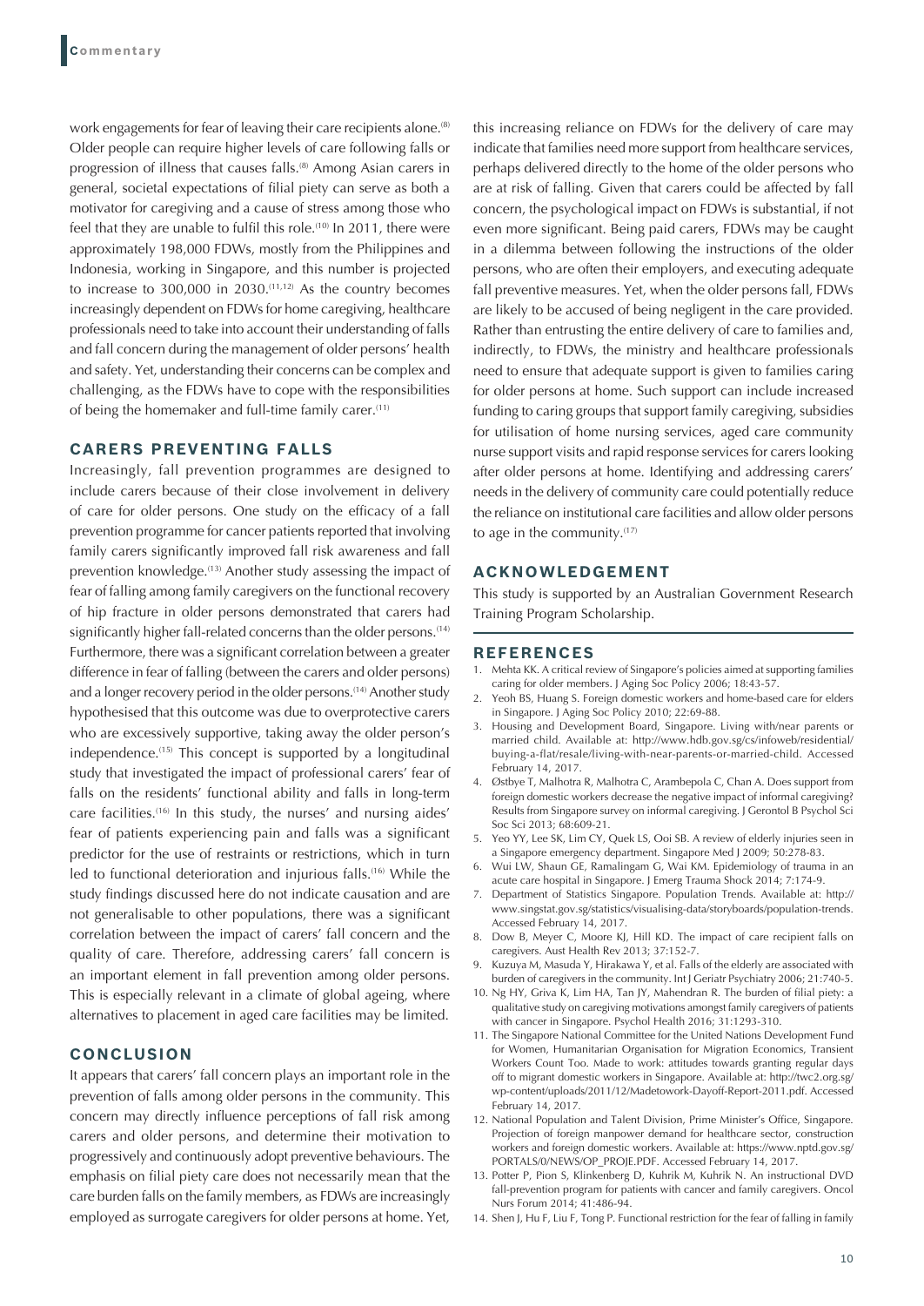work engagements for fear of leaving their care recipients alone.[8] Older people can require higher levels of care following falls or progression of illness that causes falls.[8] Among Asian carers in general, societal expectations of filial piety can serve as both a motivator for caregiving and a cause of stress among those who feel that they are unable to fulfil this role.[10] In 2011, there were approximately 198,000 FDWs, mostly from the Philippines and Indonesia, working in Singapore, and this number is projected to increase to 300,000 in 2030.[11,12] As the country becomes increasingly dependent on FDWs for home caregiving, healthcare professionals need to take into account their understanding of falls and fall concern during the management of older persons' health and safety. Yet, understanding their concerns can be complex and challenging, as the FDWs have to cope with the responsibilities of being the homemaker and full-time family carer.[11]

## CARERS PREVENTING FALLS

Increasingly, fall prevention programmes are designed to include carers because of their close involvement in delivery of care for older persons. One study on the efficacy of a fall prevention programme for cancer patients reported that involving family carers significantly improved fall risk awareness and fall prevention knowledge.[13] Another study assessing the impact of fear of falling among family caregivers on the functional recovery of hip fracture in older persons demonstrated that carers had significantly higher fall-related concerns than the older persons.[14] Furthermore, there was a significant correlation between a greater difference in fear of falling (between the carers and older persons) and a longer recovery period in the older persons.[14] Another study hypothesised that this outcome was due to overprotective carers who are excessively supportive, taking away the older person's independence.[15] This concept is supported by a longitudinal study that investigated the impact of professional carers' fear of falls on the residents' functional ability and falls in long-term care facilities.[16] In this study, the nurses' and nursing aides' fear of patients experiencing pain and falls was a significant predictor for the use of restraints or restrictions, which in turn led to functional deterioration and injurious falls.[16] While the study findings discussed here do not indicate causation and are not generalisable to other populations, there was a significant correlation between the impact of carers' fall concern and the quality of care. Therefore, addressing carers' fall concern is an important element in fall prevention among older persons. This is especially relevant in a climate of global ageing, where alternatives to placement in aged care facilities may be limited.

## CONCLUSION

It appears that carers' fall concern plays an important role in the prevention of falls among older persons in the community. This concern may directly influence perceptions of fall risk among carers and older persons, and determine their motivation to progressively and continuously adopt preventive behaviours. The emphasis on filial piety care does not necessarily mean that the care burden falls on the family members, as FDWs are increasingly employed as surrogate caregivers for older persons at home. Yet, this increasing reliance on FDWs for the delivery of care may indicate that families need more support from healthcare services, perhaps delivered directly to the home of the older persons who are at risk of falling. Given that carers could be affected by fall concern, the psychological impact on FDWs is substantial, if not even more significant. Being paid carers, FDWs may be caught in a dilemma between following the instructions of the older persons, who are often their employers, and executing adequate fall preventive measures. Yet, when the older persons fall, FDWs are likely to be accused of being negligent in the care provided. Rather than entrusting the entire delivery of care to families and, indirectly, to FDWs, the ministry and healthcare professionals need to ensure that adequate support is given to families caring for older persons at home. Such support can include increased funding to caring groups that support family caregiving, subsidies for utilisation of home nursing services, aged care community nurse support visits and rapid response services for carers looking after older persons at home. Identifying and addressing carers' needs in the delivery of community care could potentially reduce the reliance on institutional care facilities and allow older persons to age in the community.[17]

## ACKNOWLEDGEMENT

This study is supported by an Australian Government Research Training Program Scholarship.

## REFERENCES

1. Mehta KK. A critical review of Singapore's policies aimed at supporting families caring for older members. J Aging Soc Policy 2006; 18:43-57.
2. Yeoh BS, Huang S. Foreign domestic workers and home-based care for elders in Singapore. J Aging Soc Policy 2010; 22:69-88.
3. Housing and Development Board, Singapore. Living with/near parents or married child. Available at: http://www.hdb.gov.sg/cs/infoweb/residential/buying-a-flat/resale/living-with-near-parents-or-married-child. Accessed February 14, 2017.
4. Østbye T, Malhotra R, Malhotra C, Arambepola C, Chan A. Does support from foreign domestic workers decrease the negative impact of informal caregiving? Results from Singapore survey on informal caregiving. J Gerontol B Psychol Sci Soc Sci 2013; 68:609-21.
5. Yeo YY, Lee SK, Lim CY, Quek LS, Ooi SB. A review of elderly injuries seen in a Singapore emergency department. Singapore Med J 2009; 50:278-83.
6. Wui LW, Shaun GE, Ramalingam G, Wai KM. Epidemiology of trauma in an acute care hospital in Singapore. J Emerg Trauma Shock 2014; 7:174-9.
7. Department of Statistics Singapore. Population Trends. Available at: http://www.singstat.gov.sg/statistics/visualising-data/storyboards/population-trends. Accessed February 14, 2017.
8. Dow B, Meyer C, Moore KJ, Hill KD. The impact of care recipient falls on caregivers. Aust Health Rev 2013; 37:152-7.
9. Kuzuya M, Masuda Y, Hirakawa Y, et al. Falls of the elderly are associated with burden of caregivers in the community. Int J Geriatr Psychiatry 2006; 21:740-5.
10. Ng HY, Griva K, Lim HA, Tan JY, Mahendran R. The burden of filial piety: a qualitative study on caregiving motivations amongst family caregivers of patients with cancer in Singapore. Psychol Health 2016; 31:1293-310.
11. The Singapore National Committee for the United Nations Development Fund for Women, Humanitarian Organisation for Migration Economics, Transient Workers Count Too. Made to work: attitudes towards granting regular days off to migrant domestic workers in Singapore. Available at: http://twc2.org.sg/wp-content/uploads/2011/12/Madetowork-Dayoff-Report-2011.pdf. Accessed February 14, 2017.
12. National Population and Talent Division, Prime Minister's Office, Singapore. Projection of foreign manpower demand for healthcare sector, construction workers and foreign domestic workers. Available at: https://www.nptd.gov.sg/PORTALS/0/NEWS/OP_PROJE.PDF. Accessed February 14, 2017.
13. Potter P, Pion S, Klinkenberg D, Kuhrik M, Kuhrik N. An instructional DVD fall-prevention program for patients with cancer and family caregivers. Oncol Nurs Forum 2014; 41:486-94.
14. Shen J, Hu F, Liu F, Tong P. Functional restriction for the fear of falling in family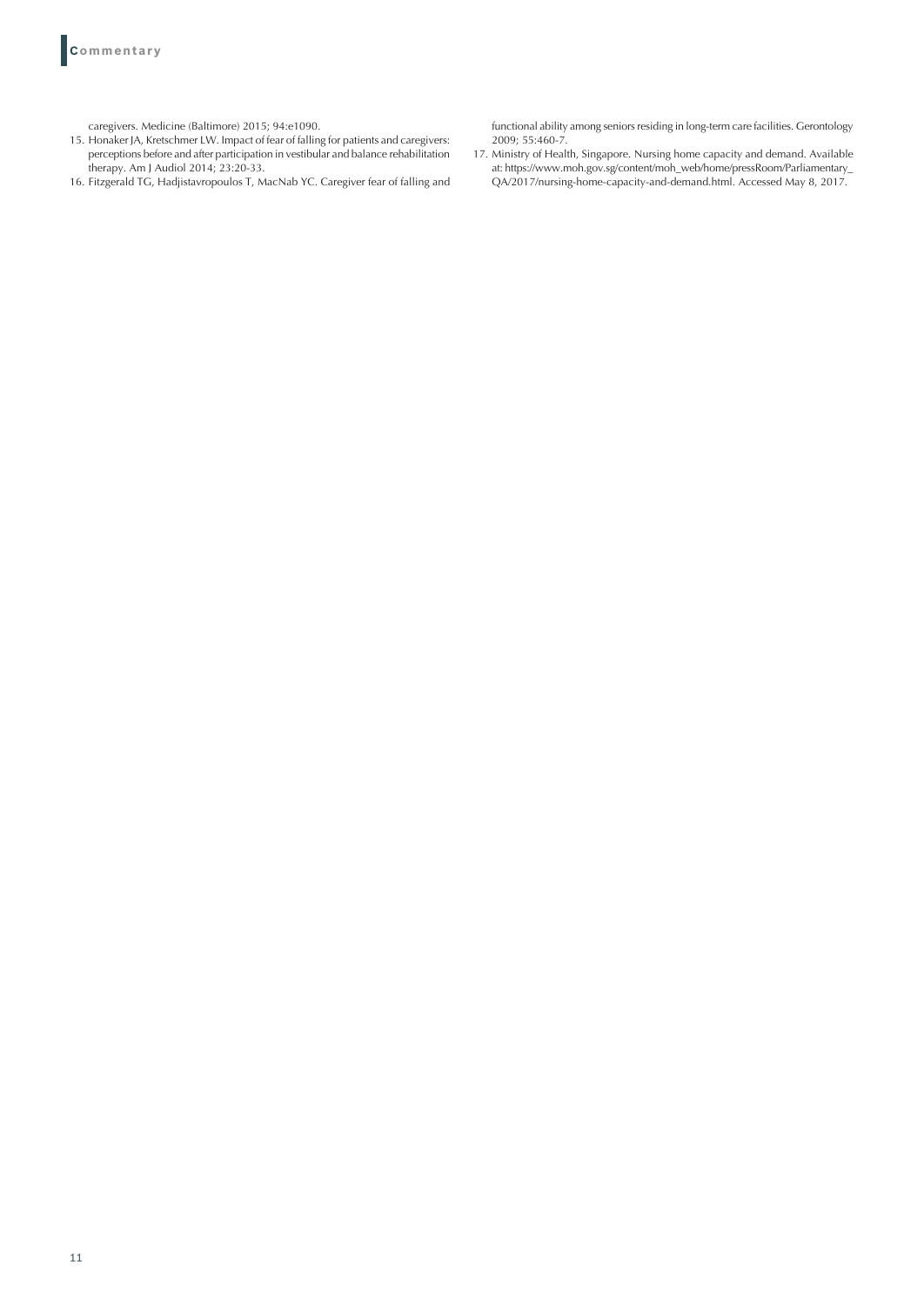caregivers. Medicine (Baltimore) 2015; 94:e1090.

15. Honaker JA, Kretschmer LW. Impact of fear of falling for patients and caregivers: perceptions before and after participation in vestibular and balance rehabilitation therapy. Am J Audiol 2014; 23:20-33.
16. Fitzgerald TG, Hadjistavropoulos T, MacNab YC. Caregiver fear of falling and functional ability among seniors residing in long-term care facilities. Gerontology 2009; 55:460-7.
17. Ministry of Health, Singapore. Nursing home capacity and demand. Available at: https://www.moh.gov.sg/content/moh_web/home/pressRoom/Parliamentary_QA/2017/nursing-home-capacity-and-demand.html. Accessed May 8, 2017.